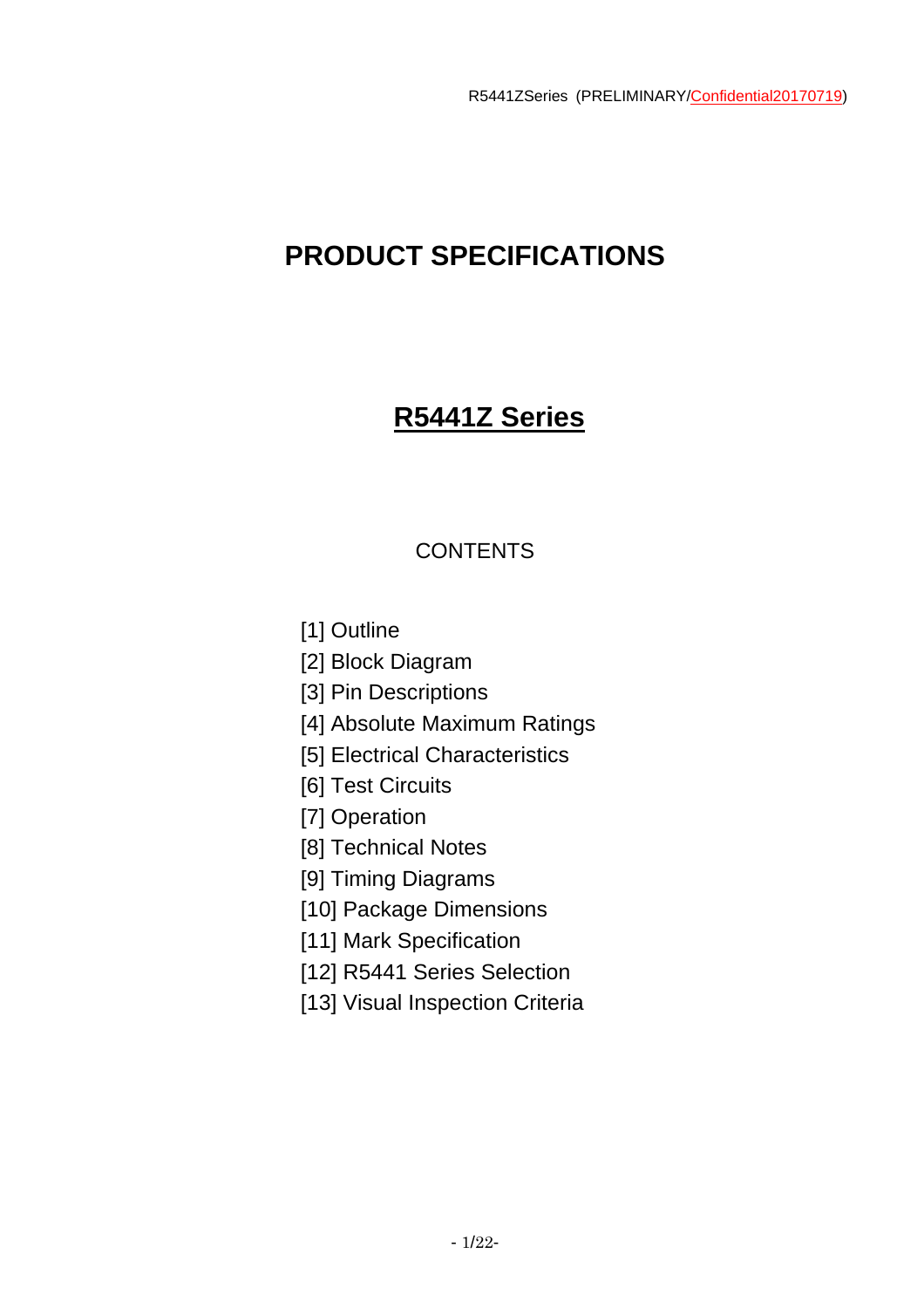# PRODUCT SPECIFICATIONS

## R5441Z Series

### CONTENTS

[1] Outline
[2] Block Diagram
[3] Pin Descriptions
[4] Absolute Maximum Ratings
[5] Electrical Characteristics
[6] Test Circuits
[7] Operation
[8] Technical Notes
[9] Timing Diagrams
[10] Package Dimensions
[11] Mark Specification
[12] R5441 Series Selection
[13] Visual Inspection Criteria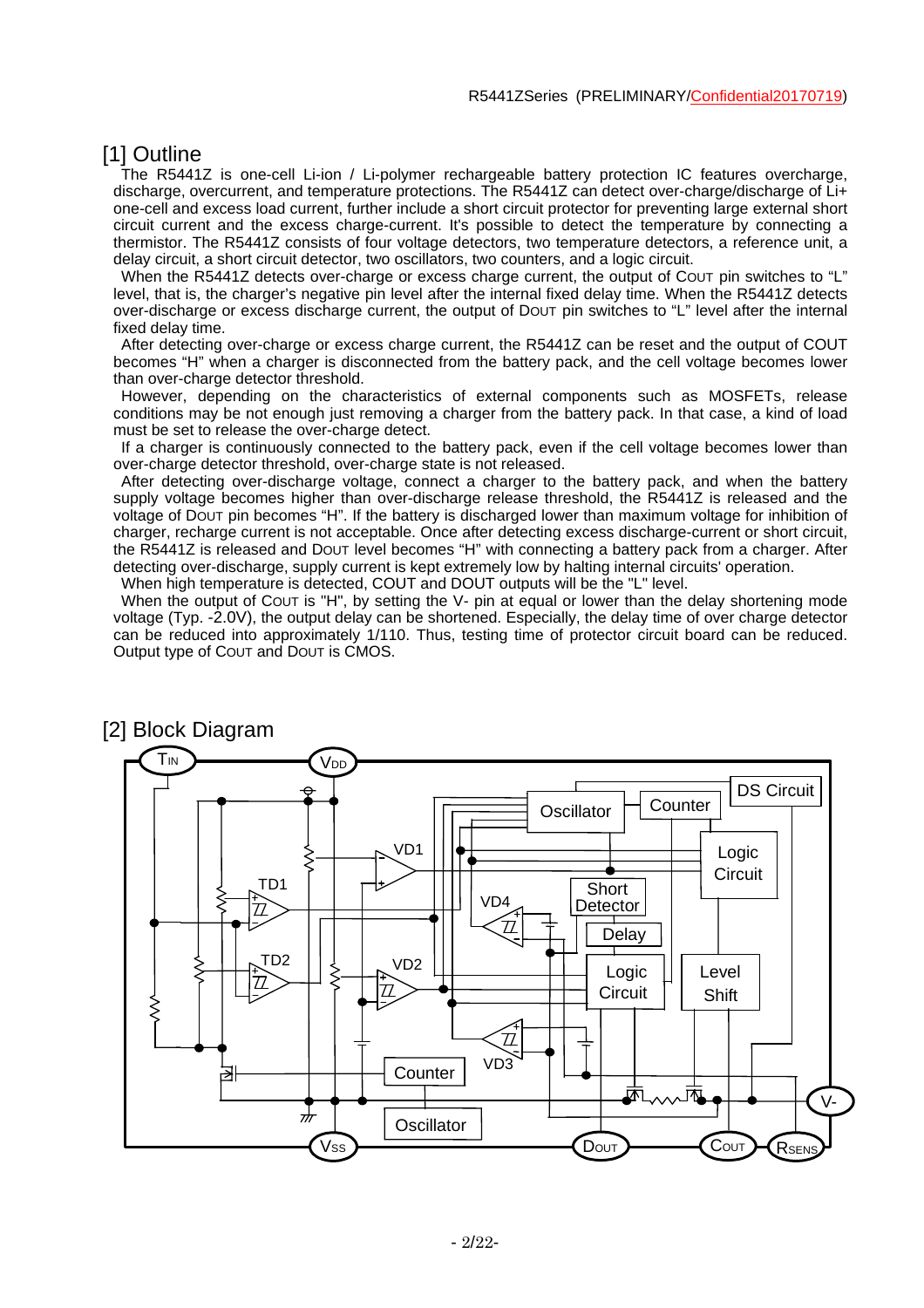## [1] Outline

The R5441Z is one-cell Li-ion / Li-polymer rechargeable battery protection IC features overcharge, discharge, overcurrent, and temperature protections. The R5441Z can detect over-charge/discharge of Li+ one-cell and excess load current, further include a short circuit protector for preventing large external short circuit current and the excess charge-current. It's possible to detect the temperature by connecting a thermistor. The R5441Z consists of four voltage detectors, two temperature detectors, a reference unit, a delay circuit, a short circuit detector, two oscillators, two counters, and a logic circuit.

When the R5441Z detects over-charge or excess charge current, the output of COUT pin switches to "L" level, that is, the charger's negative pin level after the internal fixed delay time. When the R5441Z detects over-discharge or excess discharge current, the output of DOUT pin switches to "L" level after the internal fixed delay time.

After detecting over-charge or excess charge current, the R5441Z can be reset and the output of COUT becomes "H" when a charger is disconnected from the battery pack, and the cell voltage becomes lower than over-charge detector threshold.

However, depending on the characteristics of external components such as MOSFETs, release conditions may be not enough just removing a charger from the battery pack. In that case, a kind of load must be set to release the over-charge detect.

If a charger is continuously connected to the battery pack, even if the cell voltage becomes lower than over-charge detector threshold, over-charge state is not released.

After detecting over-discharge voltage, connect a charger to the battery pack, and when the battery supply voltage becomes higher than over-discharge release threshold, the R5441Z is released and the voltage of DOUT pin becomes "H". If the battery is discharged lower than maximum voltage for inhibition of charger, recharge current is not acceptable. Once after detecting excess discharge-current or short circuit, the R5441Z is released and DOUT level becomes "H" with connecting a battery pack from a charger. After detecting over-discharge, supply current is kept extremely low by halting internal circuits' operation.

When high temperature is detected, COUT and DOUT outputs will be the "L" level.

When the output of COUT is "H", by setting the V- pin at equal or lower than the delay shortening mode voltage (Typ. -2.0V), the output delay can be shortened. Especially, the delay time of over charge detector can be reduced into approximately 1/110. Thus, testing time of protector circuit board can be reduced. Output type of COUT and DOUT is CMOS.

## [2] Block Diagram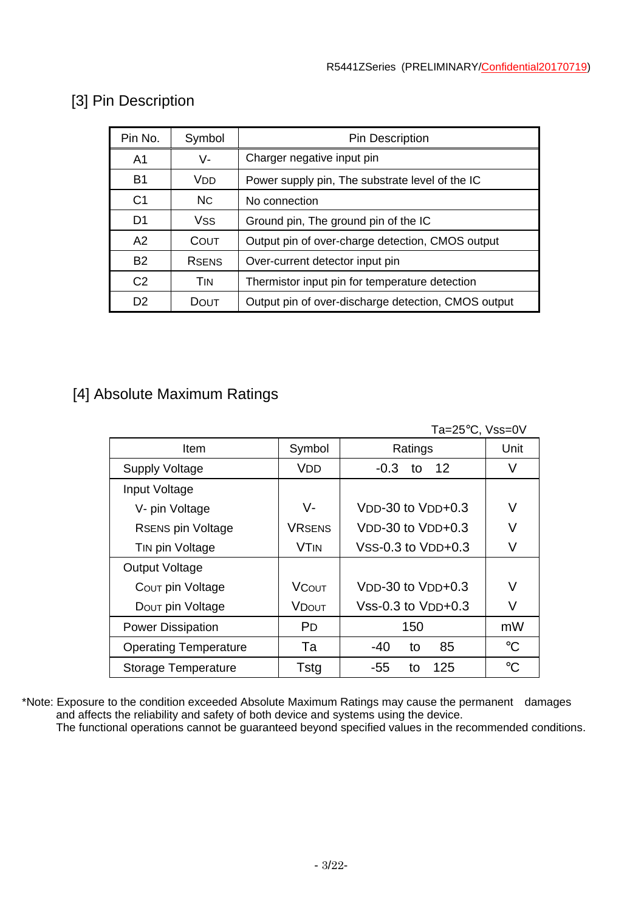## [3] Pin Description

| Pin No. | Symbol | Pin Description |
|---|---|---|
| A1 | V- | Charger negative input pin |
| B1 | VDD | Power supply pin, The substrate level of the IC |
| C1 | NC | No connection |
| D1 | VSS | Ground pin, The ground pin of the IC |
| A2 | COUT | Output pin of over-charge detection, CMOS output |
| B2 | RSENS | Over-current detector input pin |
| C2 | TIN | Thermistor input pin for temperature detection |
| D2 | DOUT | Output pin of over-discharge detection, CMOS output |

## [4] Absolute Maximum Ratings

Ta=25°C, Vss=0V

| Item | Symbol | Ratings | Unit |
|---|---|---|---|
| Supply Voltage | VDD | -0.3 to 12 | V |
| Input Voltage | | | |
| V- pin Voltage | V- | VDD-30 to VDD+0.3 | V |
| RSENS pin Voltage | VRSENS | VDD-30 to VDD+0.3 | V |
| TIN pin Voltage | VTIN | VSS-0.3 to VDD+0.3 | V |
| Output Voltage | | | |
| COUT pin Voltage | VCOUT | VDD-30 to VDD+0.3 | V |
| DOUT pin Voltage | VDOUT | VSS-0.3 to VDD+0.3 | V |
| Power Dissipation | PD | 150 | mW |
| Operating Temperature | Ta | -40 to 85 | °C |
| Storage Temperature | Tstg | -55 to 125 | °C |

*Note: Exposure to the condition exceeded Absolute Maximum Ratings may cause the permanent damages and affects the reliability and safety of both device and systems using the device.
The functional operations cannot be guaranteed beyond specified values in the recommended conditions.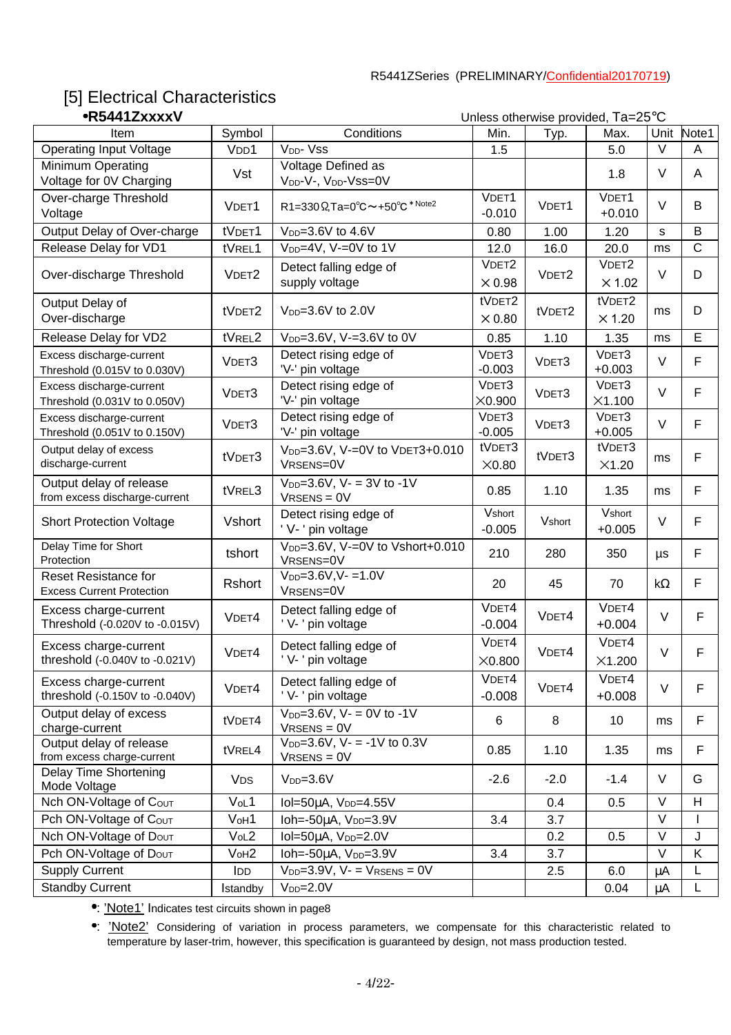## [5] Electrical Characteristics

**•R5441ZxxxxV**

Unless otherwise provided, Ta=25℃

| Item | Symbol | Conditions | Min. | Typ. | Max. | Unit | Note1 |
|---|---|---|---|---|---|---|---|
| Operating Input Voltage | $V_{DD1}$ | $V_{DD}$- Vss | 1.5 | | 5.0 | V | A |
| Minimum Operating Voltage for 0V Charging | Vst | Voltage Defined as $V_{DD}$-V-, $V_{DD}$-Vss=0V | | | 1.8 | V | A |
| Over-charge Threshold Voltage | $V_{DET1}$ | R1=330Ω,Ta=0℃～+50℃ * Note2 | $V_{DET1}$ -0.010 | $V_{DET1}$ | $V_{DET1}$ +0.010 | V | B |
| Output Delay of Over-charge | $tV_{DET1}$ | $V_{DD}$=3.6V to 4.6V | 0.80 | 1.00 | 1.20 | s | B |
| Release Delay for VD1 | $tV_{REL1}$ | $V_{DD}$=4V, V-=0V to 1V | 12.0 | 16.0 | 20.0 | ms | C |
| Over-discharge Threshold | $V_{DET2}$ | Detect falling edge of supply voltage | $V_{DET2}$ ×0.98 | $V_{DET2}$ | $V_{DET2}$ ×1.02 | V | D |
| Output Delay of Over-discharge | $tV_{DET2}$ | $V_{DD}$=3.6V to 2.0V | $tV_{DET2}$ ×0.80 | $tV_{DET2}$ | $tV_{DET2}$ ×1.20 | ms | D |
| Release Delay for VD2 | $tV_{REL2}$ | $V_{DD}$=3.6V, V-=3.6V to 0V | 0.85 | 1.10 | 1.35 | ms | E |
| Excess discharge-current Threshold (0.015V to 0.030V) | $V_{DET3}$ | Detect rising edge of 'V-' pin voltage | $V_{DET3}$ -0.003 | $V_{DET3}$ | $V_{DET3}$ +0.003 | V | F |
| Excess discharge-current Threshold (0.031V to 0.050V) | $V_{DET3}$ | Detect rising edge of 'V-' pin voltage | $V_{DET3}$ ×0.900 | $V_{DET3}$ | $V_{DET3}$ ×1.100 | V | F |
| Excess discharge-current Threshold (0.051V to 0.150V) | $V_{DET3}$ | Detect rising edge of 'V-' pin voltage | $V_{DET3}$ -0.005 | $V_{DET3}$ | $V_{DET3}$ +0.005 | V | F |
| Output delay of excess discharge-current | $tV_{DET3}$ | $V_{DD}$=3.6V, V-=0V to $V_{DET3}$+0.010 VRSENS=0V | $tV_{DET3}$ ×0.80 | $tV_{DET3}$ | $tV_{DET3}$ ×1.20 | ms | F |
| Output delay of release from excess discharge-current | $tV_{REL3}$ | $V_{DD}$=3.6V, V- = 3V to -1V VRSENS = 0V | 0.85 | 1.10 | 1.35 | ms | F |
| Short Protection Voltage | Vshort | Detect rising edge of ' V- ' pin voltage | Vshort -0.005 | Vshort | Vshort +0.005 | V | F |
| Delay Time for Short Protection | tshort | $V_{DD}$=3.6V, V-=0V to Vshort+0.010 VRSENS=0V | 210 | 280 | 350 | µs | F |
| Reset Resistance for Excess Current Protection | Rshort | $V_{DD}$=3.6V,V- =1.0V VRSENS=0V | 20 | 45 | 70 | kΩ | F |
| Excess charge-current Threshold (-0.020V to -0.015V) | $V_{DET4}$ | Detect falling edge of ' V- ' pin voltage | $V_{DET4}$ -0.004 | $V_{DET4}$ | $V_{DET4}$ +0.004 | V | F |
| Excess charge-current threshold (-0.040V to -0.021V) | $V_{DET4}$ | Detect falling edge of ' V- ' pin voltage | $V_{DET4}$ ×0.800 | $V_{DET4}$ | $V_{DET4}$ ×1.200 | V | F |
| Excess charge-current threshold (-0.150V to -0.040V) | $V_{DET4}$ | Detect falling edge of ' V- ' pin voltage | $V_{DET4}$ -0.008 | $V_{DET4}$ | $V_{DET4}$ +0.008 | V | F |
| Output delay of excess charge-current | $tV_{DET4}$ | $V_{DD}$=3.6V, V- = 0V to -1V VRSENS = 0V | 6 | 8 | 10 | ms | F |
| Output delay of release from excess charge-current | $tV_{REL4}$ | $V_{DD}$=3.6V, V- = -1V to 0.3V VRSENS = 0V | 0.85 | 1.10 | 1.35 | ms | F |
| Delay Time Shortening Mode Voltage | $V_{DS}$ | $V_{DD}$=3.6V | -2.6 | -2.0 | -1.4 | V | G |
| Nch ON-Voltage of $C_{OUT}$ | $V_{OL1}$ | Iol=50µA, $V_{DD}$=4.55V | | 0.4 | 0.5 | V | H |
| Pch ON-Voltage of $C_{OUT}$ | $V_{OH1}$ | Ioh=-50µA, $V_{DD}$=3.9V | 3.4 | 3.7 | | V | I |
| Nch ON-Voltage of $D_{OUT}$ | $V_{OL2}$ | Iol=50µA, $V_{DD}$=2.0V | | 0.2 | 0.5 | V | J |
| Pch ON-Voltage of $D_{OUT}$ | $V_{OH2}$ | Ioh=-50µA, $V_{DD}$=3.9V | 3.4 | 3.7 | | V | K |
| Supply Current | $I_{DD}$ | $V_{DD}$=3.9V, V- = $V_{RSENS}$ = 0V | | 2.5 | 6.0 | µA | L |
| Standby Current | Istandby | $V_{DD}$=2.0V | | | 0.04 | µA | L |

•: 'Note1' Indicates test circuits shown in page8

•: 'Note2' Considering of variation in process parameters, we compensate for this characteristic related to temperature by laser-trim, however, this specification is guaranteed by design, not mass production tested.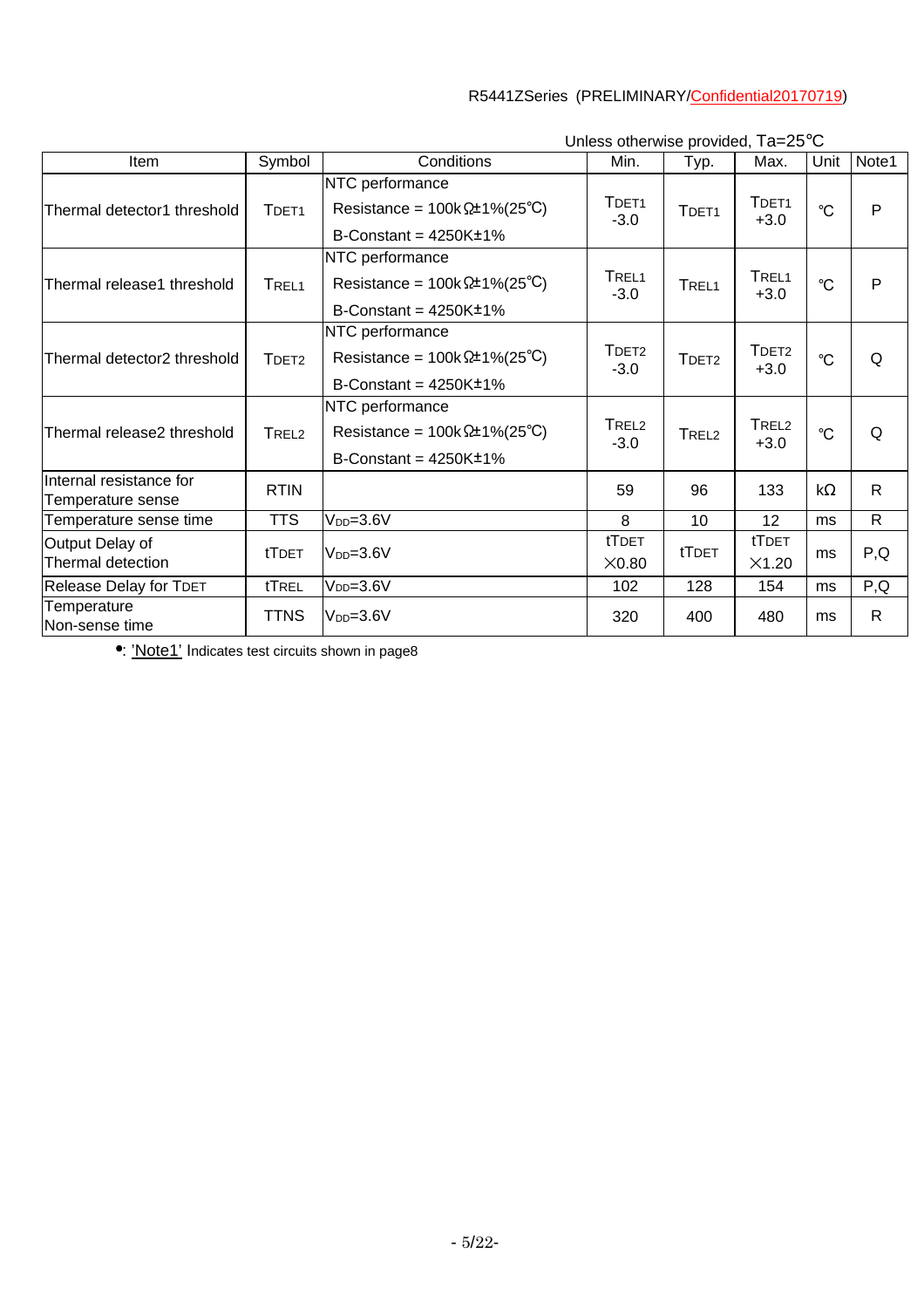Unless otherwise provided, Ta=25℃

| Item | Symbol | Conditions | Min. | Typ. | Max. | Unit | Note1 |
|---|---|---|---|---|---|---|---|
| Thermal detector1 threshold | $T_{DET1}$ | NTC performance<br>Resistance = 100kΩ±1%(25℃)<br>B-Constant = 4250K±1% | $T_{DET1}$ -3.0 | $T_{DET1}$ | $T_{DET1}$ +3.0 | ℃ | P |
| Thermal release1 threshold | $T_{REL1}$ | NTC performance<br>Resistance = 100kΩ±1%(25℃)<br>B-Constant = 4250K±1% | $T_{REL1}$ -3.0 | $T_{REL1}$ | $T_{REL1}$ +3.0 | ℃ | P |
| Thermal detector2 threshold | $T_{DET2}$ | NTC performance<br>Resistance = 100kΩ±1%(25℃)<br>B-Constant = 4250K±1% | $T_{DET2}$ -3.0 | $T_{DET2}$ | $T_{DET2}$ +3.0 | ℃ | Q |
| Thermal release2 threshold | $T_{REL2}$ | NTC performance<br>Resistance = 100kΩ±1%(25℃)<br>B-Constant = 4250K±1% | $T_{REL2}$ -3.0 | $T_{REL2}$ | $T_{REL2}$ +3.0 | ℃ | Q |
| Internal resistance for Temperature sense | RTIN | | 59 | 96 | 133 | kΩ | R |
| Temperature sense time | TTS | $V_{DD}$=3.6V | 8 | 10 | 12 | ms | R |
| Output Delay of Thermal detection | $t_{TDET}$ | $V_{DD}$=3.6V | $t_{TDET}$ ×0.80 | $t_{TDET}$ | $t_{TDET}$ ×1.20 | ms | P,Q |
| Release Delay for $T_{DET}$ | $t_{REL}$ | $V_{DD}$=3.6V | 102 | 128 | 154 | ms | P,Q |
| Temperature Non-sense time | TTNS | $V_{DD}$=3.6V | 320 | 400 | 480 | ms | R |

•: 'Note1' Indicates test circuits shown in page8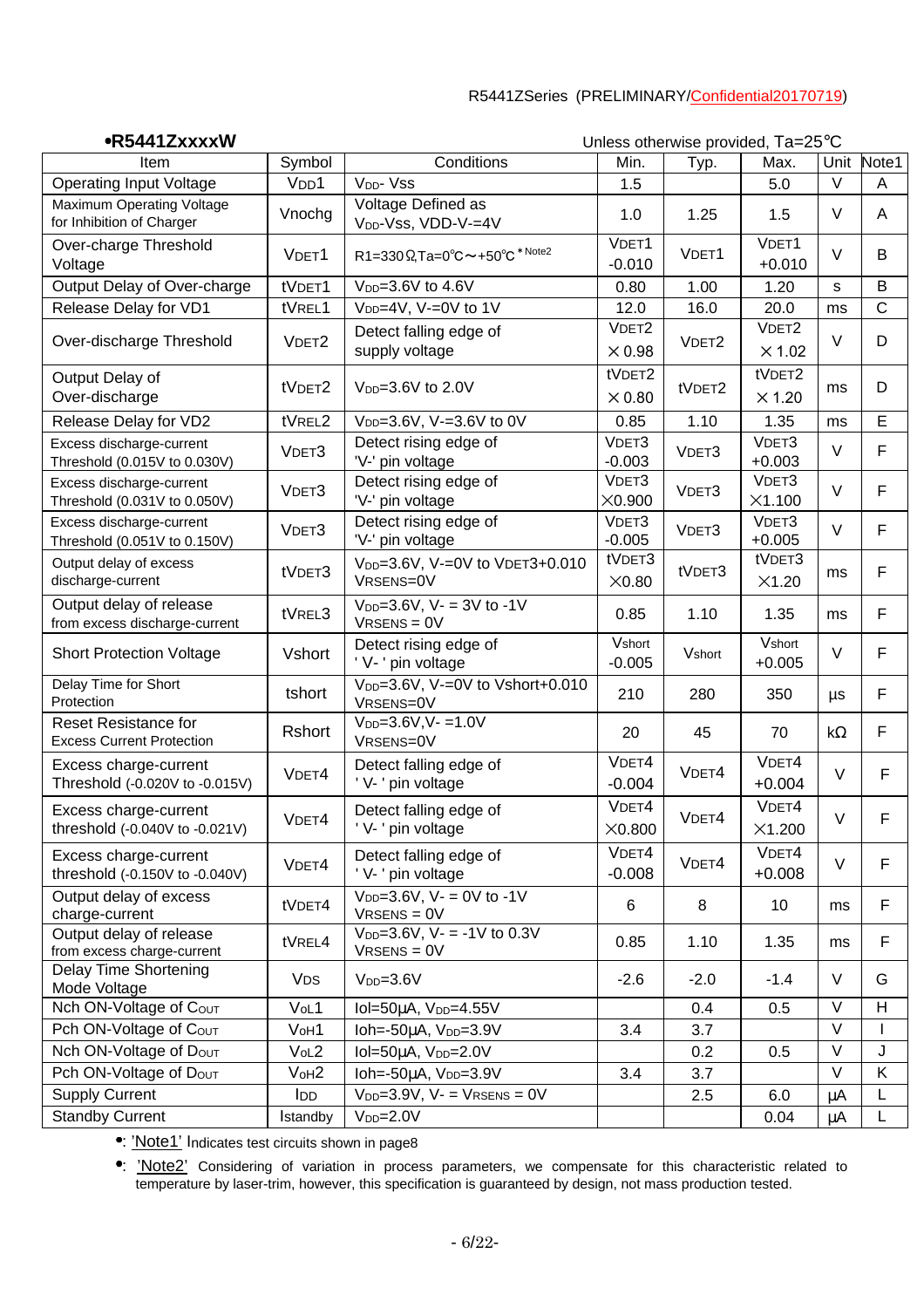**•R5441ZxxxxW**

Unless otherwise provided, Ta=25℃

| Item | Symbol | Conditions | Min. | Typ. | Max. | Unit | Note1 |
|---|---|---|---|---|---|---|---|
| Operating Input Voltage | $V_{DD}1$ | $V_{DD}$- Vss | 1.5 | | 5.0 | V | A |
| Maximum Operating Voltage for Inhibition of Charger | Vnochg | Voltage Defined as $V_{DD}$-Vss, VDD-V-=4V | 1.0 | 1.25 | 1.5 | V | A |
| Over-charge Threshold Voltage | $V_{DET1}$ | R1=330Ω,Ta=0℃～+50℃ * Note2 | $V_{DET1}$ -0.010 | $V_{DET1}$ | $V_{DET1}$ +0.010 | V | B |
| Output Delay of Over-charge | $t_{VDET1}$ | $V_{DD}$=3.6V to 4.6V | 0.80 | 1.00 | 1.20 | s | B |
| Release Delay for VD1 | $t_{VREL1}$ | $V_{DD}$=4V, V-=0V to 1V | 12.0 | 16.0 | 20.0 | ms | C |
| Over-discharge Threshold | $V_{DET2}$ | Detect falling edge of supply voltage | $V_{DET2}$ ×0.98 | $V_{DET2}$ | $V_{DET2}$ ×1.02 | V | D |
| Output Delay of Over-discharge | $t_{VDET2}$ | $V_{DD}$=3.6V to 2.0V | $t_{VDET2}$ ×0.80 | $t_{VDET2}$ | $t_{VDET2}$ ×1.20 | ms | D |
| Release Delay for VD2 | $t_{VREL2}$ | $V_{DD}$=3.6V, V-=3.6V to 0V | 0.85 | 1.10 | 1.35 | ms | E |
| Excess discharge-current Threshold (0.015V to 0.030V) | $V_{DET3}$ | Detect rising edge of 'V-' pin voltage | $V_{DET3}$ -0.003 | $V_{DET3}$ | $V_{DET3}$ +0.003 | V | F |
| Excess discharge-current Threshold (0.031V to 0.050V) | $V_{DET3}$ | Detect rising edge of 'V-' pin voltage | $V_{DET3}$ ×0.900 | $V_{DET3}$ | $V_{DET3}$ ×1.100 | V | F |
| Excess discharge-current Threshold (0.051V to 0.150V) | $V_{DET3}$ | Detect rising edge of 'V-' pin voltage | $V_{DET3}$ -0.005 | $V_{DET3}$ | $V_{DET3}$ +0.005 | V | F |
| Output delay of excess discharge-current | $t_{VDET3}$ | $V_{DD}$=3.6V, V-=0V to $V_{DET3}$+0.010 VRSENS=0V | $t_{VDET3}$ ×0.80 | $t_{VDET3}$ | $t_{VDET3}$ ×1.20 | ms | F |
| Output delay of release from excess discharge-current | $t_{VREL3}$ | $V_{DD}$=3.6V, V- = 3V to -1V VRSENS = 0V | 0.85 | 1.10 | 1.35 | ms | F |
| Short Protection Voltage | Vshort | Detect rising edge of ' V- ' pin voltage | Vshort -0.005 | Vshort | Vshort +0.005 | V | F |
| Delay Time for Short Protection | tshort | $V_{DD}$=3.6V, V-=0V to Vshort+0.010 VRSENS=0V | 210 | 280 | 350 | µs | F |
| Reset Resistance for Excess Current Protection | Rshort | $V_{DD}$=3.6V,V- =1.0V VRSENS=0V | 20 | 45 | 70 | kΩ | F |
| Excess charge-current Threshold (-0.020V to -0.015V) | $V_{DET4}$ | Detect falling edge of ' V- ' pin voltage | $V_{DET4}$ -0.004 | $V_{DET4}$ | $V_{DET4}$ +0.004 | V | F |
| Excess charge-current threshold (-0.040V to -0.021V) | $V_{DET4}$ | Detect falling edge of ' V- ' pin voltage | $V_{DET4}$ ×0.800 | $V_{DET4}$ | $V_{DET4}$ ×1.200 | V | F |
| Excess charge-current threshold (-0.150V to -0.040V) | $V_{DET4}$ | Detect falling edge of ' V- ' pin voltage | $V_{DET4}$ -0.008 | $V_{DET4}$ | $V_{DET4}$ +0.008 | V | F |
| Output delay of excess charge-current | $t_{VDET4}$ | $V_{DD}$=3.6V, V- = 0V to -1V VRSENS = 0V | 6 | 8 | 10 | ms | F |
| Output delay of release from excess charge-current | $t_{VREL4}$ | $V_{DD}$=3.6V, V- = -1V to 0.3V VRSENS = 0V | 0.85 | 1.10 | 1.35 | ms | F |
| Delay Time Shortening Mode Voltage | $V_{DS}$ | $V_{DD}$=3.6V | -2.6 | -2.0 | -1.4 | V | G |
| Nch ON-Voltage of $C_{OUT}$ | $V_{OL}1$ | Iol=50µA, $V_{DD}$=4.55V | | 0.4 | 0.5 | V | H |
| Pch ON-Voltage of $C_{OUT}$ | $V_{OH}1$ | Ioh=-50µA, $V_{DD}$=3.9V | 3.4 | 3.7 | | V | I |
| Nch ON-Voltage of $D_{OUT}$ | $V_{OL}2$ | Iol=50µA, $V_{DD}$=2.0V | | 0.2 | 0.5 | V | J |
| Pch ON-Voltage of $D_{OUT}$ | $V_{OH}2$ | Ioh=-50µA, $V_{DD}$=3.9V | 3.4 | 3.7 | | V | K |
| Supply Current | $I_{DD}$ | $V_{DD}$=3.9V, V- = $V_{RSENS}$ = 0V | | 2.5 | 6.0 | µA | L |
| Standby Current | Istandby | $V_{DD}$=2.0V | | | 0.04 | µA | L |

•: 'Note1' Indicates test circuits shown in page8

•: 'Note2' Considering of variation in process parameters, we compensate for this characteristic related to temperature by laser-trim, however, this specification is guaranteed by design, not mass production tested.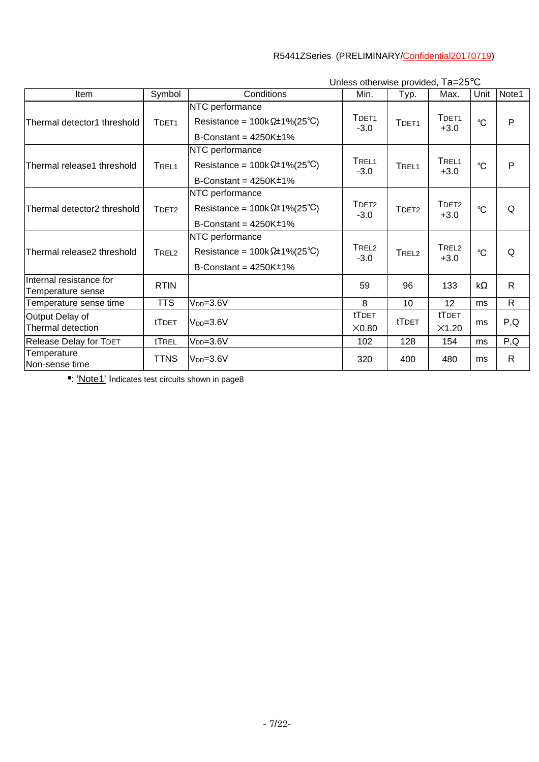Unless otherwise provided, Ta=25℃

| Item | Symbol | Conditions | Min. | Typ. | Max. | Unit | Note1 |
|---|---|---|---|---|---|---|---|
| Thermal detector1 threshold | $T_{DET1}$ | NTC performance<br>Resistance = 100kΩ±1%(25℃)<br>B-Constant = 4250K±1% | $T_{DET1}$ -3.0 | $T_{DET1}$ | $T_{DET1}$ +3.0 | ℃ | P |
| Thermal release1 threshold | $T_{REL1}$ | NTC performance<br>Resistance = 100kΩ±1%(25℃)<br>B-Constant = 4250K±1% | $T_{REL1}$ -3.0 | $T_{REL1}$ | $T_{REL1}$ +3.0 | ℃ | P |
| Thermal detector2 threshold | $T_{DET2}$ | NTC performance<br>Resistance = 100kΩ±1%(25℃)<br>B-Constant = 4250K±1% | $T_{DET2}$ -3.0 | $T_{DET2}$ | $T_{DET2}$ +3.0 | ℃ | Q |
| Thermal release2 threshold | $T_{REL2}$ | NTC performance<br>Resistance = 100kΩ±1%(25℃)<br>B-Constant = 4250K±1% | $T_{REL2}$ -3.0 | $T_{REL2}$ | $T_{REL2}$ +3.0 | ℃ | Q |
| Internal resistance for Temperature sense | RTIN | | 59 | 96 | 133 | kΩ | R |
| Temperature sense time | TTS | $V_{DD}$=3.6V | 8 | 10 | 12 | ms | R |
| Output Delay of Thermal detection | $t_{TDET}$ | $V_{DD}$=3.6V | $t_{TDET}$ ×0.80 | $t_{TDET}$ | $t_{TDET}$ ×1.20 | ms | P,Q |
| Release Delay for $T_{DET}$ | $t_{REL}$ | $V_{DD}$=3.6V | 102 | 128 | 154 | ms | P,Q |
| Temperature Non-sense time | TTNS | $V_{DD}$=3.6V | 320 | 400 | 480 | ms | R |

•: 'Note1' Indicates test circuits shown in page8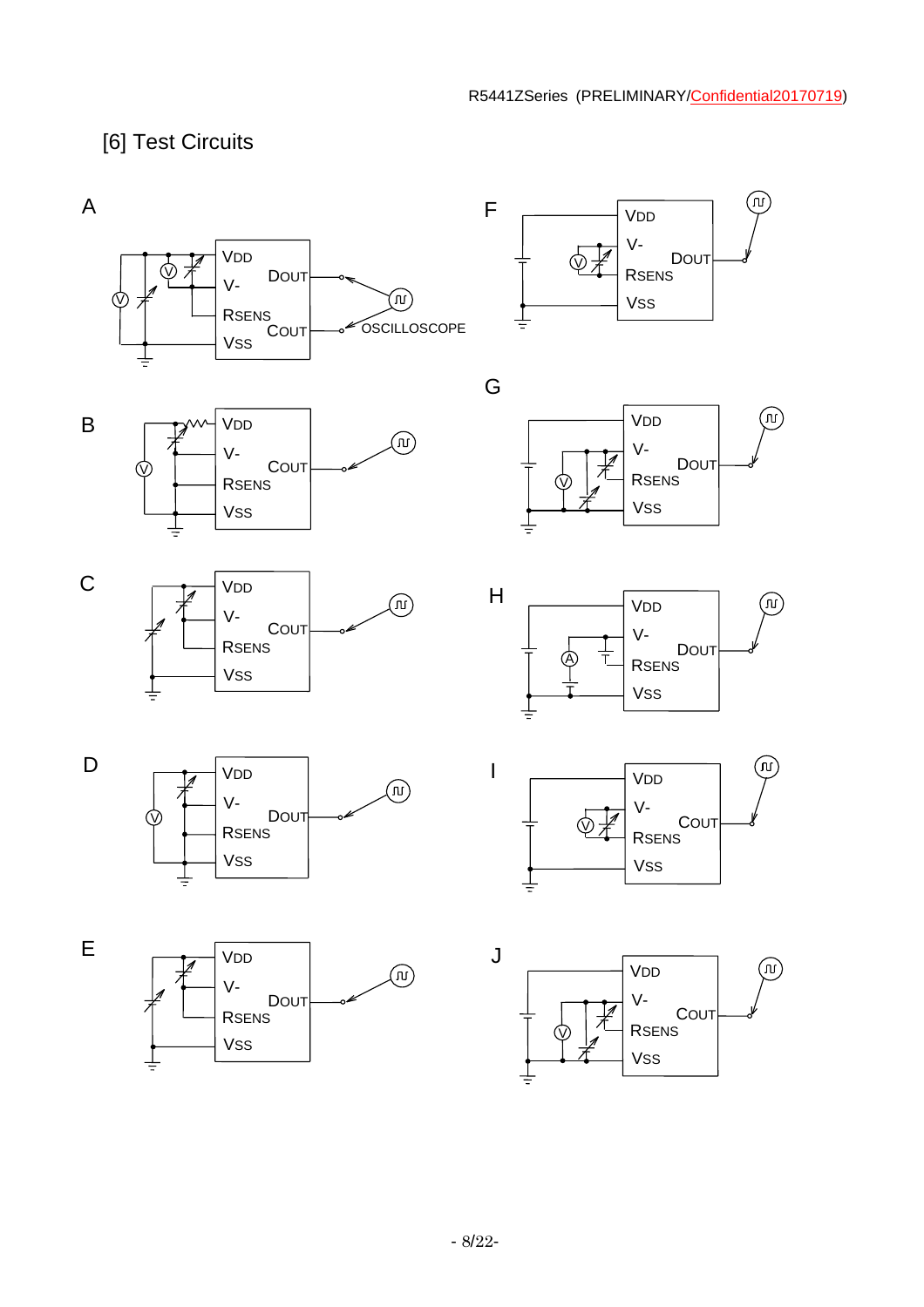## [6] Test Circuits

A

VDD
V-
RSENS
VSS
DOUT
COUT
OSCILLOSCOPE

B

VDD
V-
COUT
RSENS
VSS

C

VDD
V-
COUT
RSENS
VSS

D

VDD
V-
DOUT
RSENS
VSS

E

VDD
V-
DOUT
RSENS
VSS

F

VDD
V-
DOUT
RSENS
VSS

G

VDD
V-
DOUT
RSENS
VSS

H

VDD
V-
DOUT
RSENS
VSS

I

VDD
V-
COUT
RSENS
VSS

J

VDD
V-
COUT
RSENS
VSS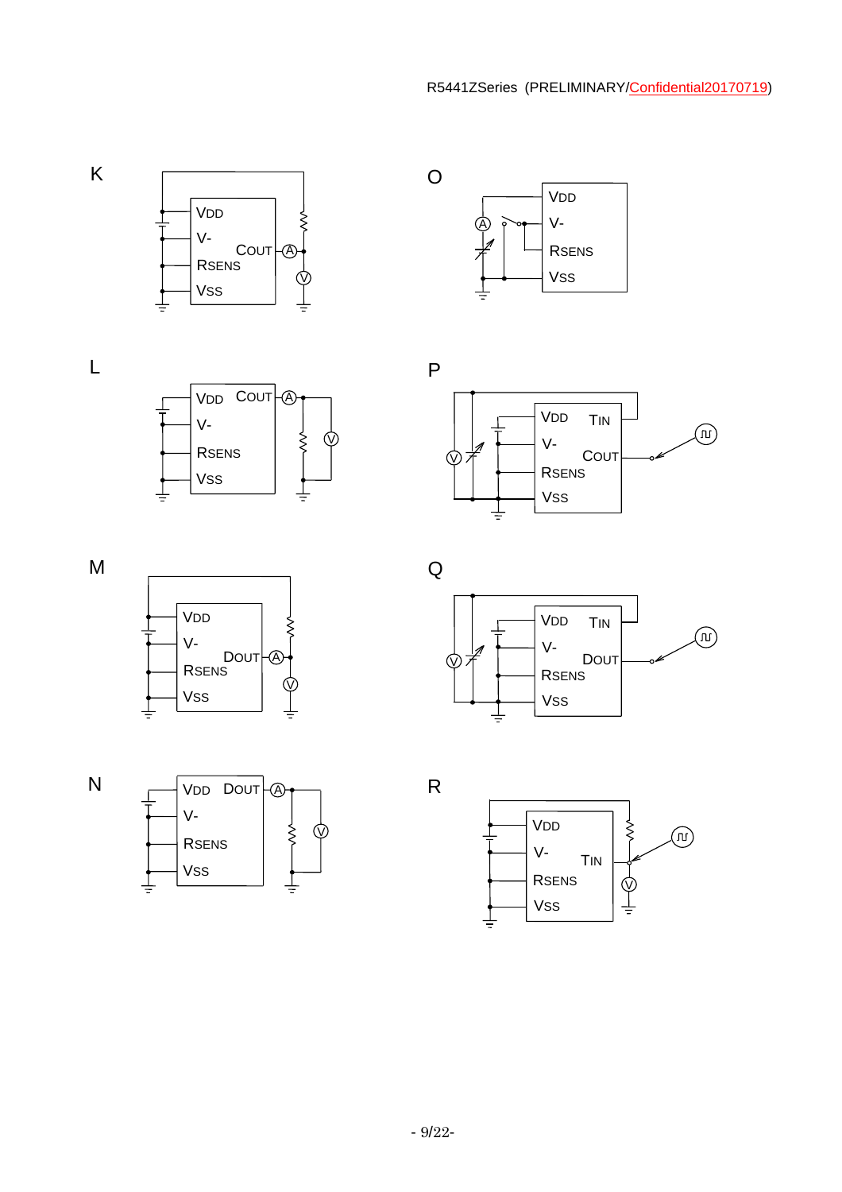K

VDD
V-
COUT
RSENS
VSS

O

VDD
V-
RSENS
VSS

L

VDD COUT
V-
RSENS
VSS

P

VDD TIN
V-
COUT
RSENS
VSS

M

VDD
V-
DOUT
RSENS
VSS

Q

VDD TIN
V-
DOUT
RSENS
VSS

N

VDD DOUT
V-
RSENS
VSS

R

VDD
V-
TIN
RSENS
VSS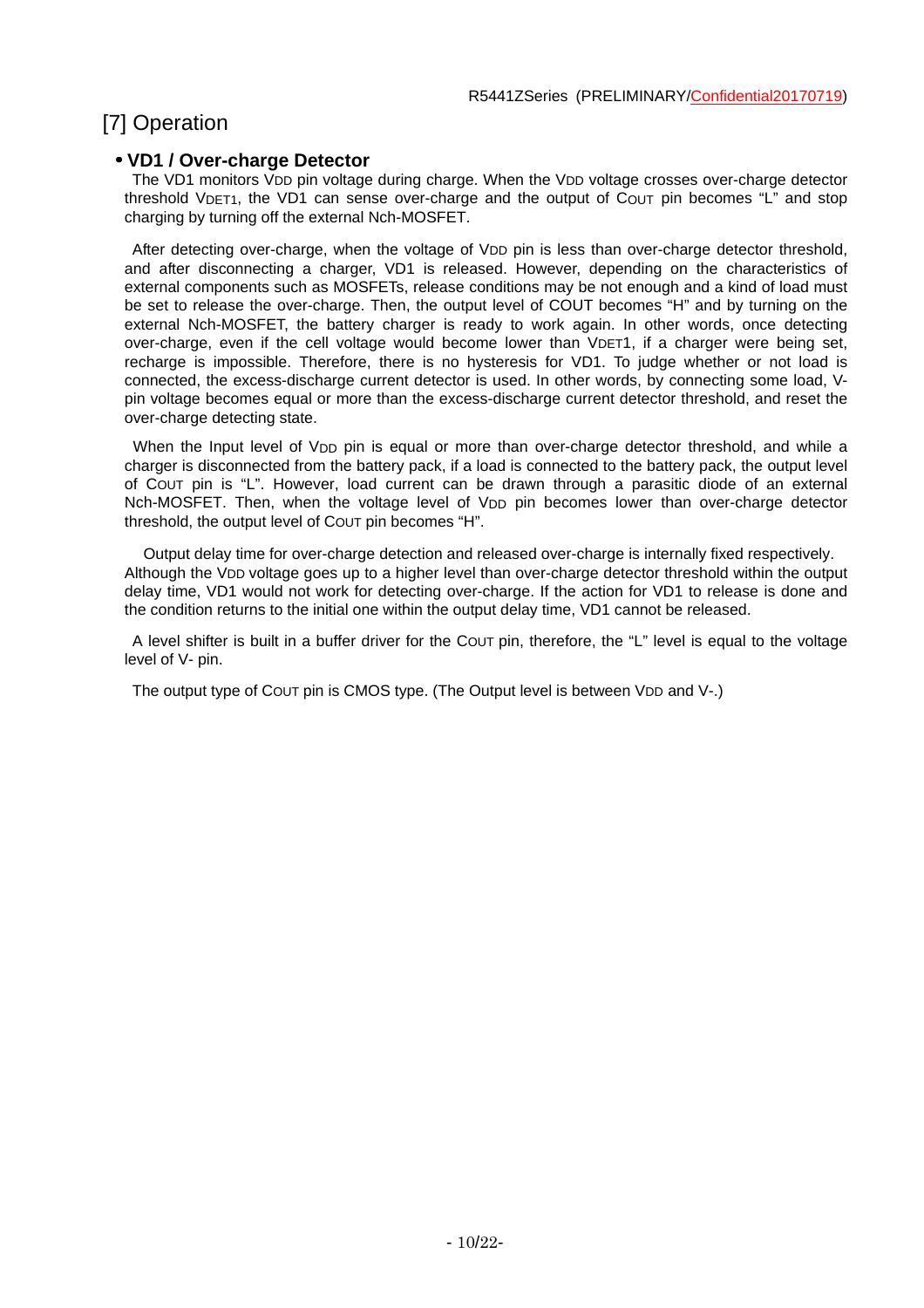# [7] Operation

## • VD1 / Over-charge Detector

The VD1 monitors $V_{DD}$ pin voltage during charge. When the $V_{DD}$ voltage crosses over-charge detector threshold $V_{DET1}$, the VD1 can sense over-charge and the output of $C_{OUT}$ pin becomes "L" and stop charging by turning off the external Nch-MOSFET.

After detecting over-charge, when the voltage of $V_{DD}$ pin is less than over-charge detector threshold, and after disconnecting a charger, VD1 is released. However, depending on the characteristics of external components such as MOSFETs, release conditions may be not enough and a kind of load must be set to release the over-charge. Then, the output level of COUT becomes "H" and by turning on the external Nch-MOSFET, the battery charger is ready to work again. In other words, once detecting over-charge, even if the cell voltage would become lower than $V_{DET}$1, if a charger were being set, recharge is impossible. Therefore, there is no hysteresis for VD1. To judge whether or not load is connected, the excess-discharge current detector is used. In other words, by connecting some load, V- pin voltage becomes equal or more than the excess-discharge current detector threshold, and reset the over-charge detecting state.

When the Input level of $V_{DD}$ pin is equal or more than over-charge detector threshold, and while a charger is disconnected from the battery pack, if a load is connected to the battery pack, the output level of $C_{OUT}$ pin is "L". However, load current can be drawn through a parasitic diode of an external Nch-MOSFET. Then, when the voltage level of $V_{DD}$ pin becomes lower than over-charge detector threshold, the output level of $C_{OUT}$ pin becomes "H".

Output delay time for over-charge detection and released over-charge is internally fixed respectively. Although the $V_{DD}$ voltage goes up to a higher level than over-charge detector threshold within the output delay time, VD1 would not work for detecting over-charge. If the action for VD1 to release is done and the condition returns to the initial one within the output delay time, VD1 cannot be released.

A level shifter is built in a buffer driver for the $C_{OUT}$ pin, therefore, the "L" level is equal to the voltage level of V- pin.

The output type of $C_{OUT}$ pin is CMOS type. (The Output level is between $V_{DD}$ and V-.)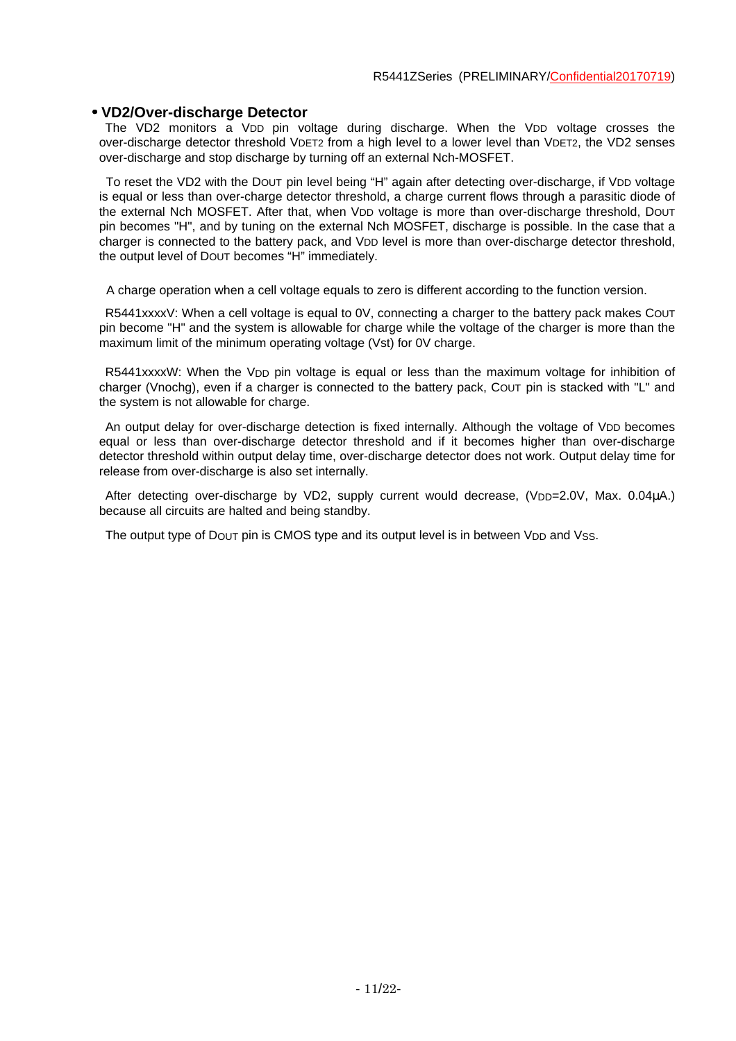- **VD2/Over-discharge Detector**

The VD2 monitors a $V_{DD}$ pin voltage during discharge. When the $V_{DD}$ voltage crosses the over-discharge detector threshold $V_{DET2}$ from a high level to a lower level than $V_{DET2}$, the VD2 senses over-discharge and stop discharge by turning off an external Nch-MOSFET.

To reset the VD2 with the $D_{OUT}$ pin level being "H" again after detecting over-discharge, if $V_{DD}$ voltage is equal or less than over-charge detector threshold, a charge current flows through a parasitic diode of the external Nch MOSFET. After that, when $V_{DD}$ voltage is more than over-discharge threshold, $D_{OUT}$ pin becomes "H", and by tuning on the external Nch MOSFET, discharge is possible. In the case that a charger is connected to the battery pack, and $V_{DD}$ level is more than over-discharge detector threshold, the output level of $D_{OUT}$ becomes "H" immediately.

A charge operation when a cell voltage equals to zero is different according to the function version.

R5441xxxxV: When a cell voltage is equal to 0V, connecting a charger to the battery pack makes $C_{OUT}$ pin become "H" and the system is allowable for charge while the voltage of the charger is more than the maximum limit of the minimum operating voltage (Vst) for 0V charge.

R5441xxxxW: When the $V_{DD}$ pin voltage is equal or less than the maximum voltage for inhibition of charger (Vnochg), even if a charger is connected to the battery pack, $C_{OUT}$ pin is stacked with "L" and the system is not allowable for charge.

An output delay for over-discharge detection is fixed internally. Although the voltage of $V_{DD}$ becomes equal or less than over-discharge detector threshold and if it becomes higher than over-discharge detector threshold within output delay time, over-discharge detector does not work. Output delay time for release from over-discharge is also set internally.

After detecting over-discharge by VD2, supply current would decrease, ($V_{DD}$=2.0V, Max. 0.04μA.) because all circuits are halted and being standby.

The output type of $D_{OUT}$ pin is CMOS type and its output level is in between $V_{DD}$ and $V_{SS}$.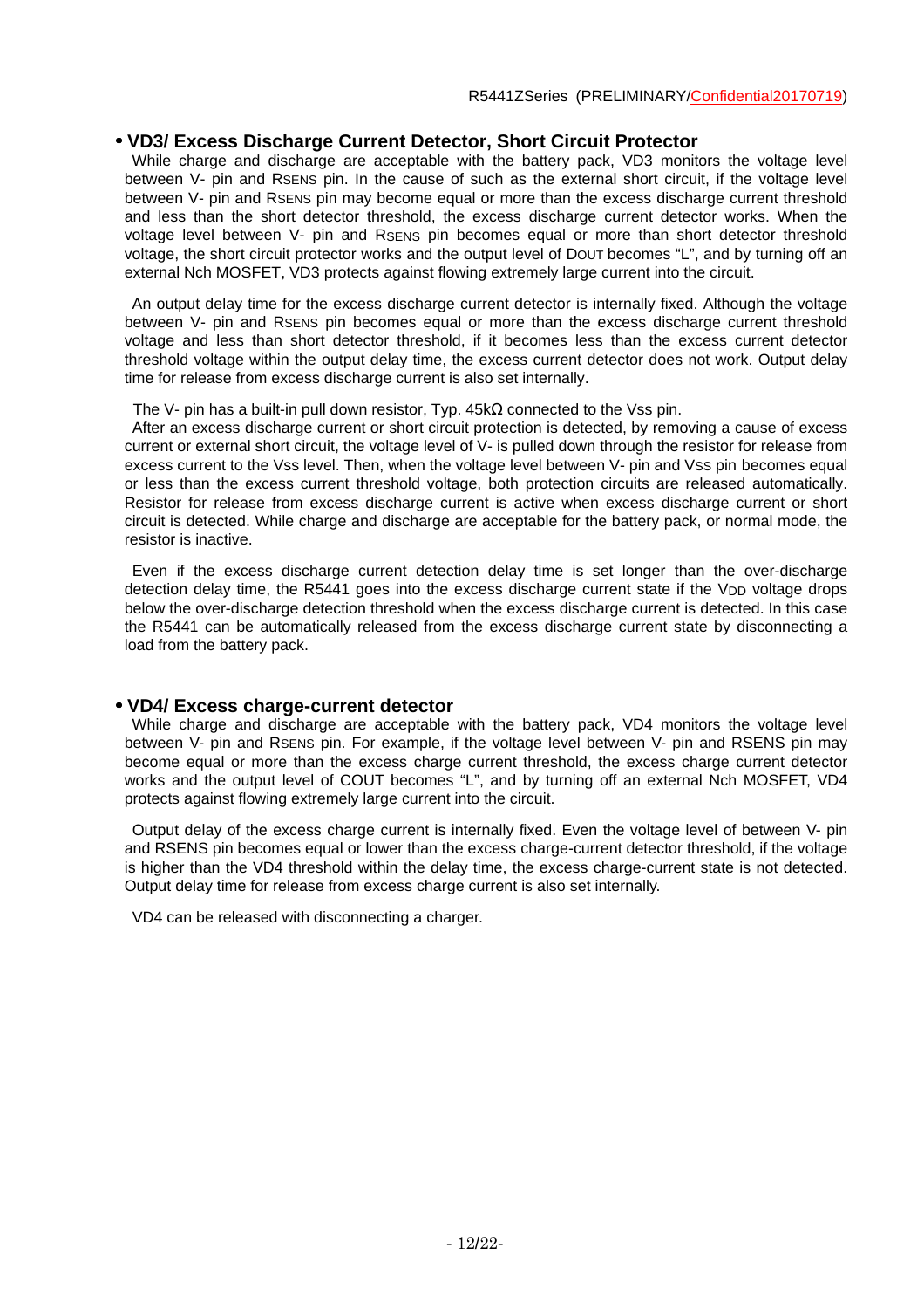## • VD3/ Excess Discharge Current Detector, Short Circuit Protector

While charge and discharge are acceptable with the battery pack, VD3 monitors the voltage level between V- pin and $R_{SENS}$ pin. In the cause of such as the external short circuit, if the voltage level between V- pin and $R_{SENS}$ pin may become equal or more than the excess discharge current threshold and less than the short detector threshold, the excess discharge current detector works. When the voltage level between V- pin and $R_{SENS}$ pin becomes equal or more than short detector threshold voltage, the short circuit protector works and the output level of $D_{OUT}$ becomes “L”, and by turning off an external Nch MOSFET, VD3 protects against flowing extremely large current into the circuit.

An output delay time for the excess discharge current detector is internally fixed. Although the voltage between V- pin and $R_{SENS}$ pin becomes equal or more than the excess discharge current threshold voltage and less than short detector threshold, if it becomes less than the excess current detector threshold voltage within the output delay time, the excess current detector does not work. Output delay time for release from excess discharge current is also set internally.

The V- pin has a built-in pull down resistor, Typ. 45kΩ connected to the Vss pin.

After an excess discharge current or short circuit protection is detected, by removing a cause of excess current or external short circuit, the voltage level of V- is pulled down through the resistor for release from excess current to the Vss level. Then, when the voltage level between V- pin and $V_{SS}$ pin becomes equal or less than the excess current threshold voltage, both protection circuits are released automatically. Resistor for release from excess discharge current is active when excess discharge current or short circuit is detected. While charge and discharge are acceptable for the battery pack, or normal mode, the resistor is inactive.

Even if the excess discharge current detection delay time is set longer than the over-discharge detection delay time, the R5441 goes into the excess discharge current state if the $V_{DD}$ voltage drops below the over-discharge detection threshold when the excess discharge current is detected. In this case the R5441 can be automatically released from the excess discharge current state by disconnecting a load from the battery pack.

## • VD4/ Excess charge-current detector

While charge and discharge are acceptable with the battery pack, VD4 monitors the voltage level between V- pin and $R_{SENS}$ pin. For example, if the voltage level between V- pin and RSENS pin may become equal or more than the excess charge current threshold, the excess charge current detector works and the output level of COUT becomes “L”, and by turning off an external Nch MOSFET, VD4 protects against flowing extremely large current into the circuit.

Output delay of the excess charge current is internally fixed. Even the voltage level of between V- pin and RSENS pin becomes equal or lower than the excess charge-current detector threshold, if the voltage is higher than the VD4 threshold within the delay time, the excess charge-current state is not detected. Output delay time for release from excess charge current is also set internally.

VD4 can be released with disconnecting a charger.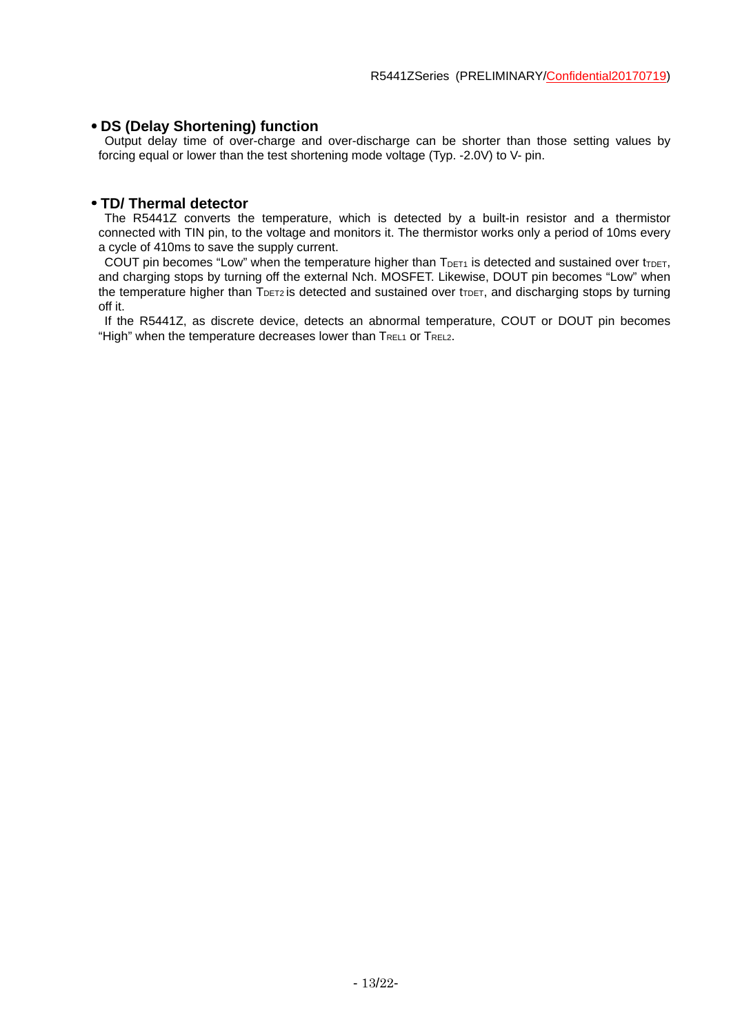## • DS (Delay Shortening) function

Output delay time of over-charge and over-discharge can be shorter than those setting values by forcing equal or lower than the test shortening mode voltage (Typ. -2.0V) to V- pin.

## • TD/ Thermal detector

The R5441Z converts the temperature, which is detected by a built-in resistor and a thermistor connected with TIN pin, to the voltage and monitors it. The thermistor works only a period of 10ms every a cycle of 410ms to save the supply current.

COUT pin becomes "Low" when the temperature higher than $T_{DET1}$ is detected and sustained over $t_{TDET}$, and charging stops by turning off the external Nch. MOSFET. Likewise, DOUT pin becomes "Low" when the temperature higher than $T_{DET2}$ is detected and sustained over $t_{TDET}$, and discharging stops by turning off it.

If the R5441Z, as discrete device, detects an abnormal temperature, COUT or DOUT pin becomes "High" when the temperature decreases lower than $T_{REL1}$ or $T_{REL2}$.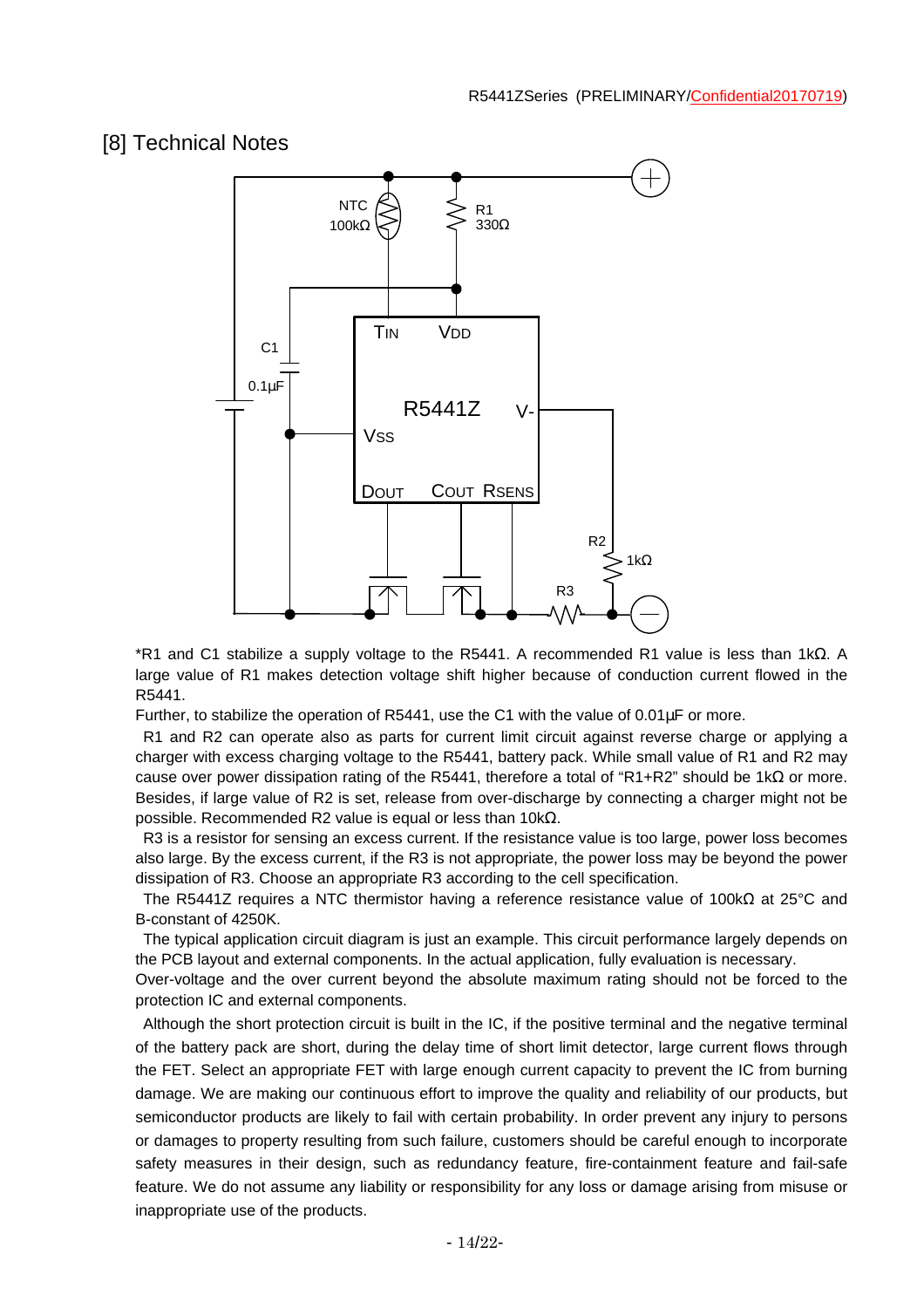## [8] Technical Notes

*R1 and C1 stabilize a supply voltage to the R5441. A recommended R1 value is less than 1kΩ. A large value of R1 makes detection voltage shift higher because of conduction current flowed in the R5441.

Further, to stabilize the operation of R5441, use the C1 with the value of 0.01μF or more.

R1 and R2 can operate also as parts for current limit circuit against reverse charge or applying a charger with excess charging voltage to the R5441, battery pack. While small value of R1 and R2 may cause over power dissipation rating of the R5441, therefore a total of "R1+R2" should be 1kΩ or more. Besides, if large value of R2 is set, release from over-discharge by connecting a charger might not be possible. Recommended R2 value is equal or less than 10kΩ.

R3 is a resistor for sensing an excess current. If the resistance value is too large, power loss becomes also large. By the excess current, if the R3 is not appropriate, the power loss may be beyond the power dissipation of R3. Choose an appropriate R3 according to the cell specification.

The R5441Z requires a NTC thermistor having a reference resistance value of 100kΩ at 25°C and B-constant of 4250K.

The typical application circuit diagram is just an example. This circuit performance largely depends on the PCB layout and external components. In the actual application, fully evaluation is necessary.

Over-voltage and the over current beyond the absolute maximum rating should not be forced to the protection IC and external components.

Although the short protection circuit is built in the IC, if the positive terminal and the negative terminal of the battery pack are short, during the delay time of short limit detector, large current flows through the FET. Select an appropriate FET with large enough current capacity to prevent the IC from burning damage. We are making our continuous effort to improve the quality and reliability of our products, but semiconductor products are likely to fail with certain probability. In order prevent any injury to persons or damages to property resulting from such failure, customers should be careful enough to incorporate safety measures in their design, such as redundancy feature, fire-containment feature and fail-safe feature. We do not assume any liability or responsibility for any loss or damage arising from misuse or inappropriate use of the products.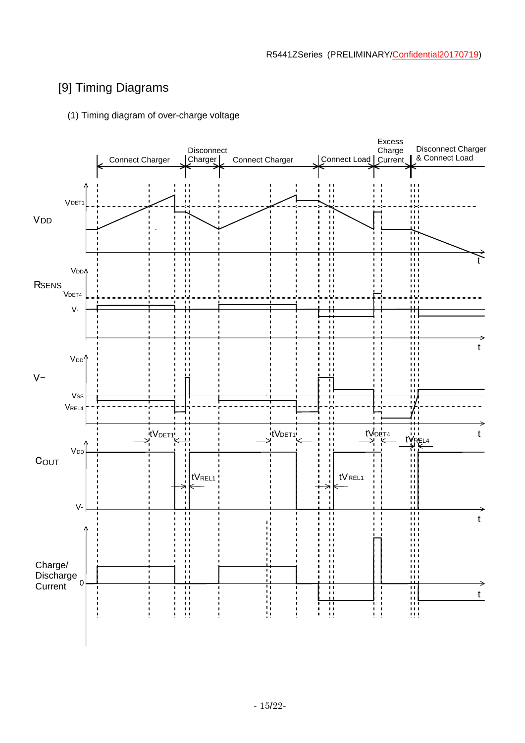## [9] Timing Diagrams

(1) Timing diagram of over-charge voltage

Connect Charger | Disconnect Charger | Connect Charger | Connect Load | Excess Charge Current | Disconnect Charger & Connect Load

$V_{DD}$: $V_{DET1}$

$R_{SENS}$: $V_{DD}$, $V_{DET4}$, $V-$

$V-$: $V_{DD}$, $V_{SS}$, $V_{REL4}$

$tV_{DET1}$, $tV_{DET1}$, $tV_{DET4}$, $tV_{REL4}$

$C_{OUT}$: $V_{DD}$, $V-$

$tV_{REL1}$, $tV_{REL1}$

Charge/ Discharge Current: 0

t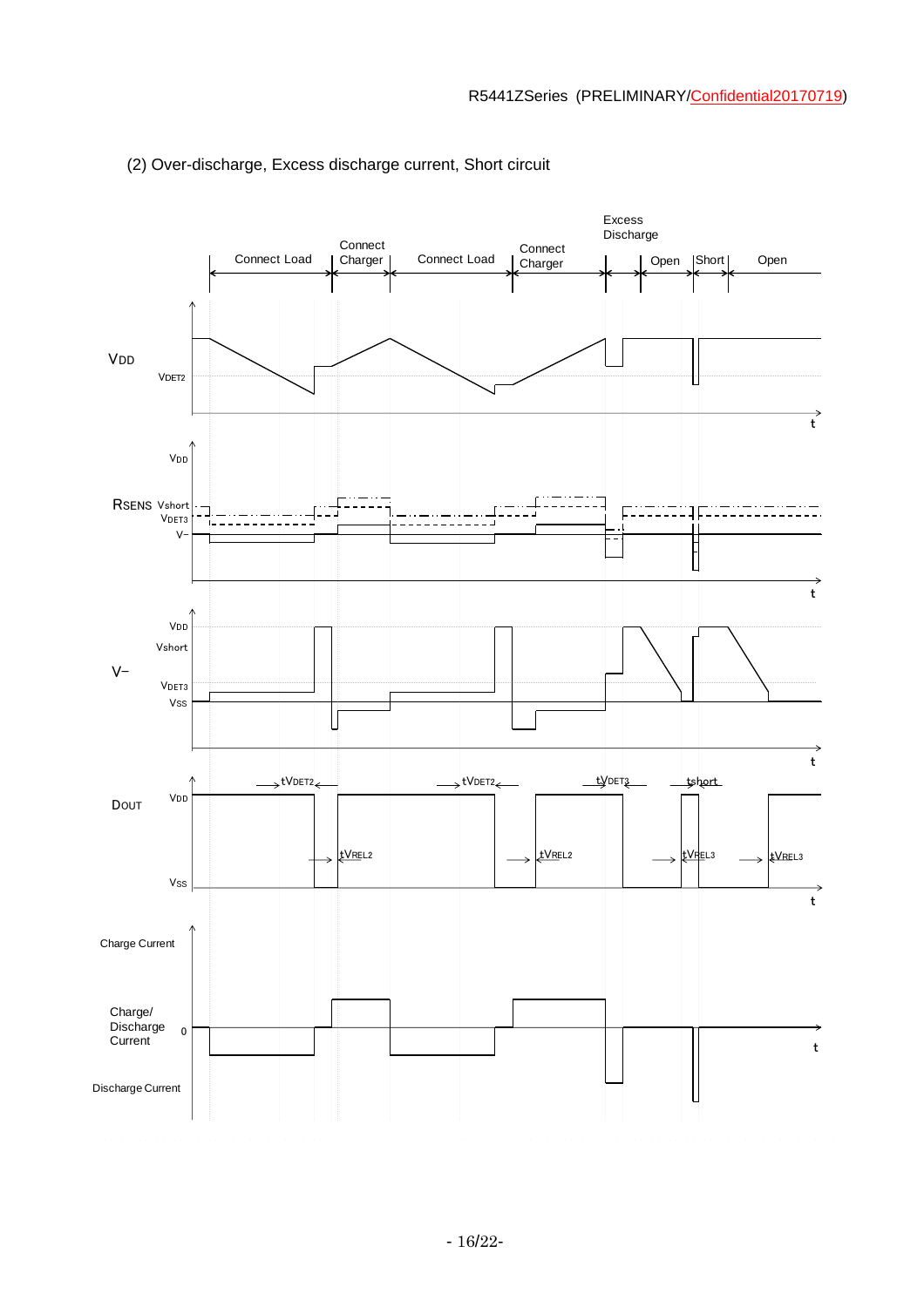(2) Over-discharge, Excess discharge current, Short circuit

Connect Load | Connect Charger | Connect Load | Connect Charger | Excess Discharge | Open | Short | Open

VDD

$V_{DET2}$

RSENS

$V_{DD}$

Vshort

$V_{DET3}$

V−

V−

$V_{DD}$

Vshort

$V_{DET3}$

$V_{SS}$

DOUT

$V_{DD}$

$V_{SS}$

$t_{VDET2}$

$t_{VREL2}$

$t_{VDET3}$

$t_{short}$

$t_{VREL3}$

Charge Current

Charge/ Discharge Current

0

Discharge Current

t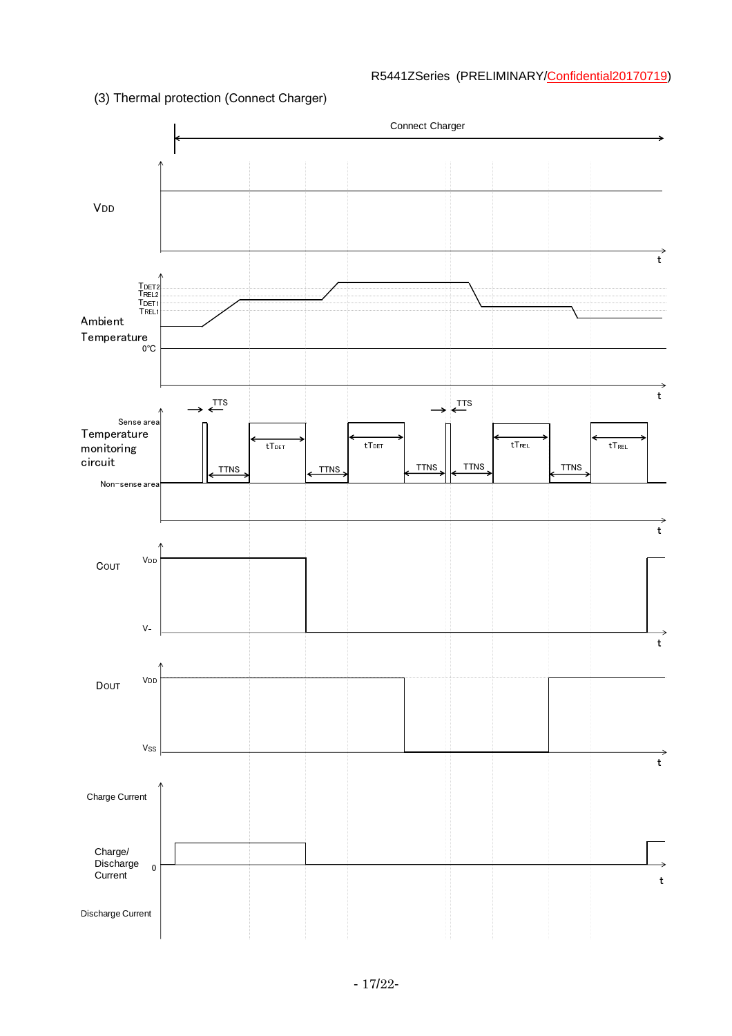(3) Thermal protection (Connect Charger)

Connect Charger

VDD

t

$T_{DET2}$
$T_{REL2}$
$T_{DET1}$
$T_{REL1}$

Ambient Temperature

0°C

t

TTS

TTS

Sense area

Temperature monitoring circuit

Non−sense area

TTNS

$tT_{DET}$

TTNS

$tT_{DET}$

TTNS

TTNS

$tT_{REL}$

TTNS

$tT_{REL}$

t

COUT

VDD

V-

t

DOUT

VDD

VSS

t

Charge Current

Charge/ Discharge Current

0

t

Discharge Current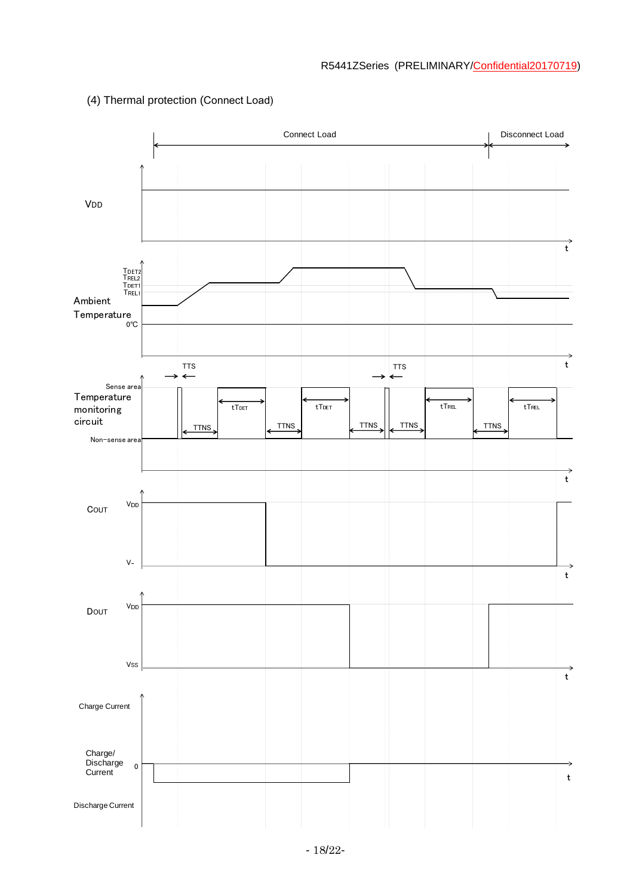(4) Thermal protection (Connect Load)

Connect Load

Disconnect Load

VDD

t

TDET2
TREL2
TDET1
TREL1

Ambient Temperature

0°C

t

TTS

TTS

Sense area

Temperature monitoring circuit

Non−sense area

TTNS

tTDET

TTNS

tTDET

TTNS

TTNS

tTREL

TTNS

tTREL

t

COUT

VDD

V-

t

DOUT

VDD

VSS

t

Charge Current

Charge/ Discharge Current

0

t

Discharge Current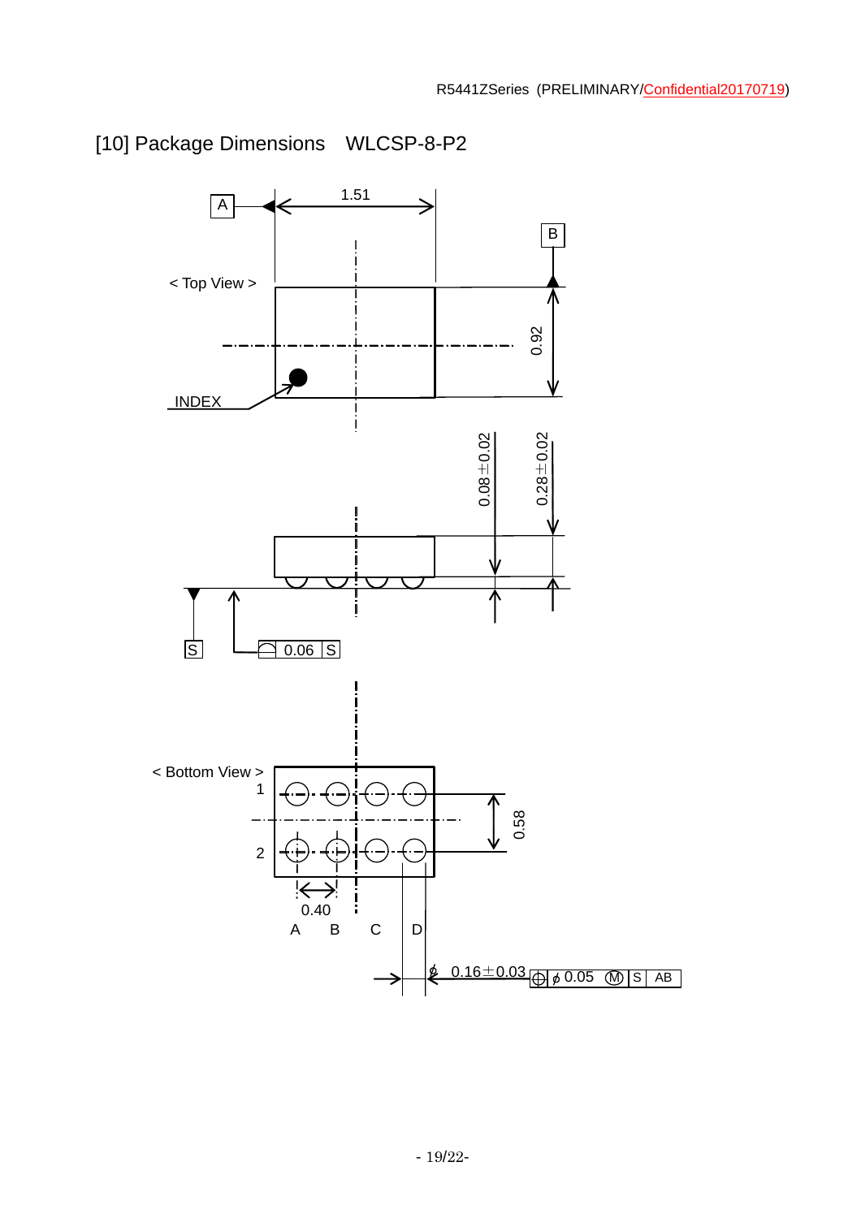# [10] Package Dimensions　WLCSP-8-P2

< Top View >

INDEX

A　1.51

B　0.92

0.08±0.02　0.28±0.02

S　0.06 S

< Bottom View >

1　2

0.58

0.40

A　B　C　D

$\phi$ 0.16±0.03　$\phi$ 0.05 Ⓜ S AB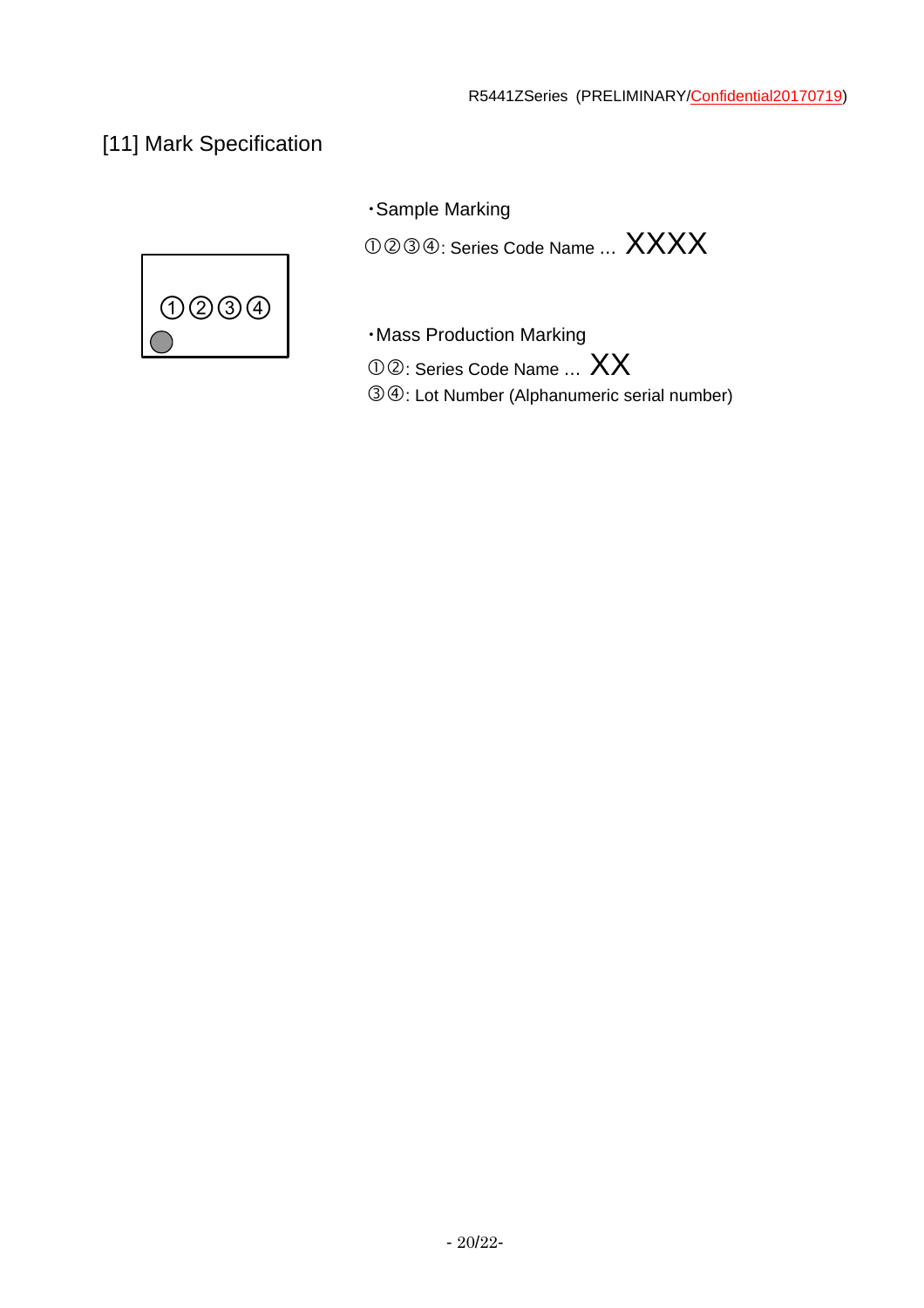## [11] Mark Specification

①②③④

・Sample Marking

①②③④: Series Code Name … XXXX

・Mass Production Marking

①②: Series Code Name … XX

③④: Lot Number (Alphanumeric serial number)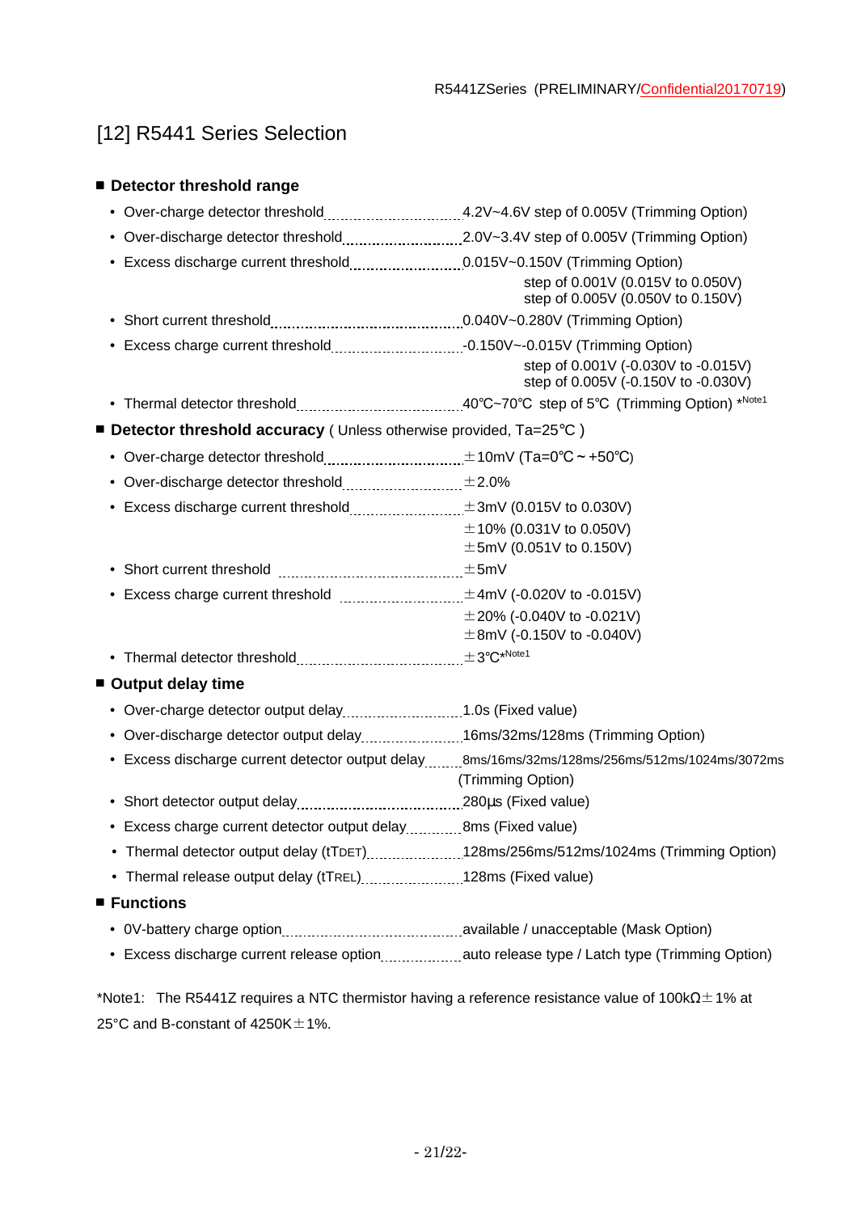## [12] R5441 Series Selection

### ■ Detector threshold range

- Over-charge detector threshold .......... 4.2V~4.6V step of 0.005V (Trimming Option)
- Over-discharge detector threshold .......... 2.0V~3.4V step of 0.005V (Trimming Option)
- Excess discharge current threshold .......... 0.015V~0.150V (Trimming Option)
  step of 0.001V (0.015V to 0.050V)
  step of 0.005V (0.050V to 0.150V)
- Short current threshold .......... 0.040V~0.280V (Trimming Option)
- Excess charge current threshold .......... -0.150V~-0.015V (Trimming Option)
  step of 0.001V (-0.030V to -0.015V)
  step of 0.005V (-0.150V to -0.030V)
- Thermal detector threshold .......... 40℃~70℃ step of 5℃ (Trimming Option) *Note1

### ■ Detector threshold accuracy ( Unless otherwise provided, Ta=25℃ )

- Over-charge detector threshold .......... ±10mV (Ta=0℃ ~ +50℃)
- Over-discharge detector threshold .......... ±2.0%
- Excess discharge current threshold .......... ±3mV (0.015V to 0.030V)
  ±10% (0.031V to 0.050V)
  ±5mV (0.051V to 0.150V)
- Short current threshold .......... ±5mV
- Excess charge current threshold .......... ±4mV (-0.020V to -0.015V)
  ±20% (-0.040V to -0.021V)
  ±8mV (-0.150V to -0.040V)
- Thermal detector threshold .......... ±3℃*Note1

### ■ Output delay time

- Over-charge detector output delay .......... 1.0s (Fixed value)
- Over-discharge detector output delay .......... 16ms/32ms/128ms (Trimming Option)
- Excess discharge current detector output delay .......... 8ms/16ms/32ms/128ms/256ms/512ms/1024ms/3072ms (Trimming Option)
- Short detector output delay .......... 280µs (Fixed value)
- Excess charge current detector output delay .......... 8ms (Fixed value)
- Thermal detector output delay ($t_{TDET}$) .......... 128ms/256ms/512ms/1024ms (Trimming Option)
- Thermal release output delay ($t_{TREL}$) .......... 128ms (Fixed value)

### ■ Functions

- 0V-battery charge option .......... available / unacceptable (Mask Option)
- Excess discharge current release option .......... auto release type / Latch type (Trimming Option)

*Note1: The R5441Z requires a NTC thermistor having a reference resistance value of 100kΩ±1% at 25°C and B-constant of 4250K±1%.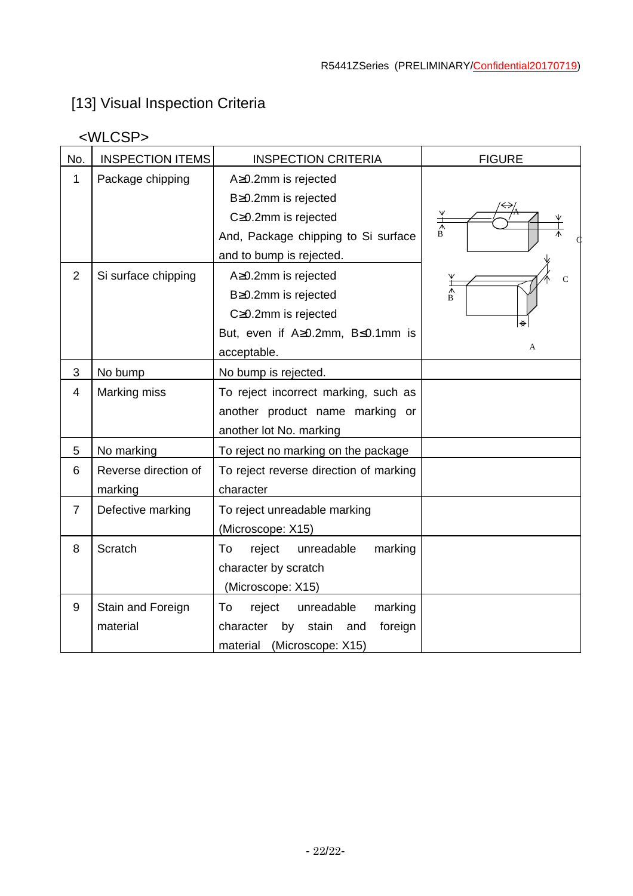## [13] Visual Inspection Criteria

### <WLCSP>

| No. | INSPECTION ITEMS | INSPECTION CRITERIA | FIGURE |
|---|---|---|---|
| 1 | Package chipping | A≥0.2mm is rejected<br>B≥0.2mm is rejected<br>C≥0.2mm is rejected<br>And, Package chipping to Si surface and to bump is rejected. | |
| 2 | Si surface chipping | A≥0.2mm is rejected<br>B≥0.2mm is rejected<br>C≥0.2mm is rejected<br>But, even if A≥0.2mm, B≤0.1mm is acceptable. | |
| 3 | No bump | No bump is rejected. | |
| 4 | Marking miss | To reject incorrect marking, such as another product name marking or another lot No. marking | |
| 5 | No marking | To reject no marking on the package | |
| 6 | Reverse direction of marking | To reject reverse direction of marking character | |
| 7 | Defective marking | To reject unreadable marking (Microscope: X15) | |
| 8 | Scratch | To reject unreadable marking character by scratch (Microscope: X15) | |
| 9 | Stain and Foreign material | To reject unreadable marking character by stain and foreign material (Microscope: X15) | |